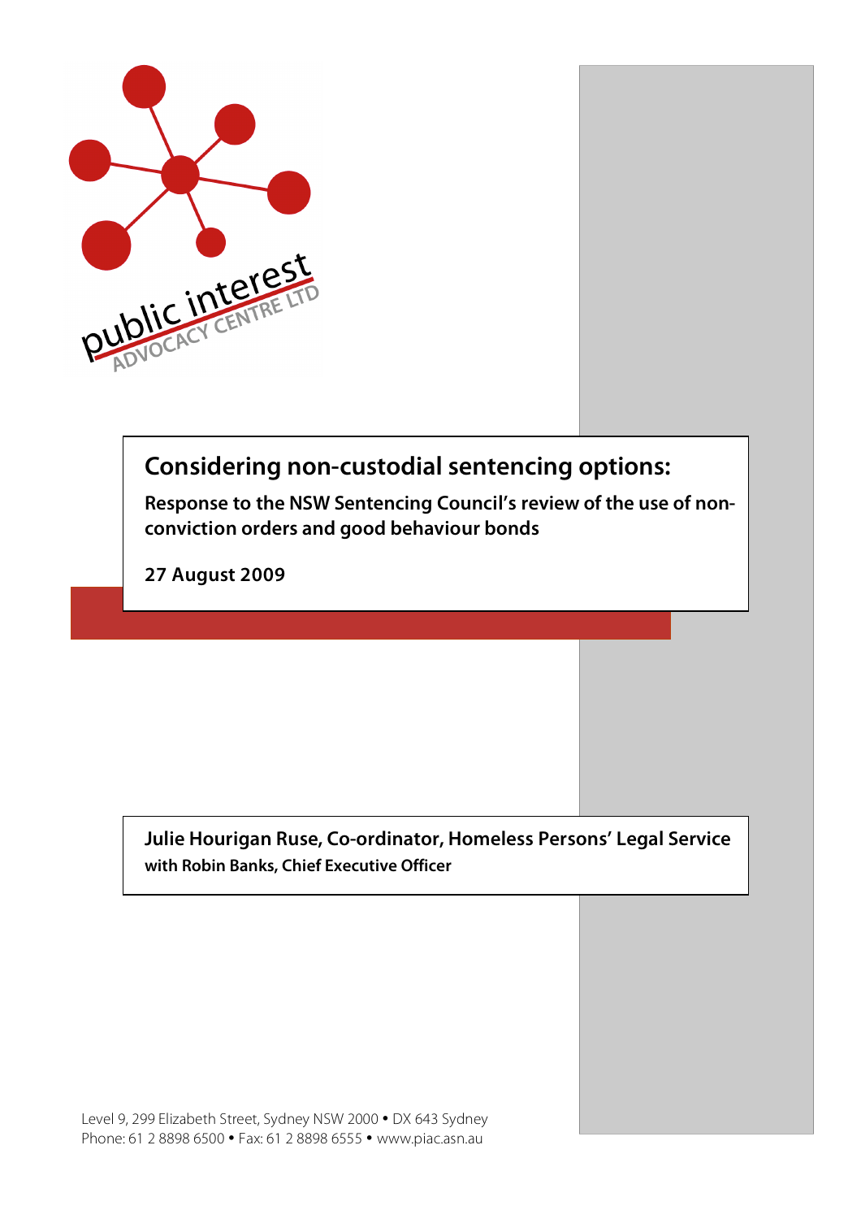public interest
ADVOCACY CENTRE LTD

# Considering non-custodial sentencing options:

**Response to the NSW Sentencing Council's review of the use of non-conviction orders and good behaviour bonds**

**27 August 2009**

**Julie Hourigan Ruse, Co-ordinator, Homeless Persons' Legal Service**
**with Robin Banks, Chief Executive Officer**

Level 9, 299 Elizabeth Street, Sydney NSW 2000 • DX 643 Sydney
Phone: 61 2 8898 6500 • Fax: 61 2 8898 6555 • www.piac.asn.au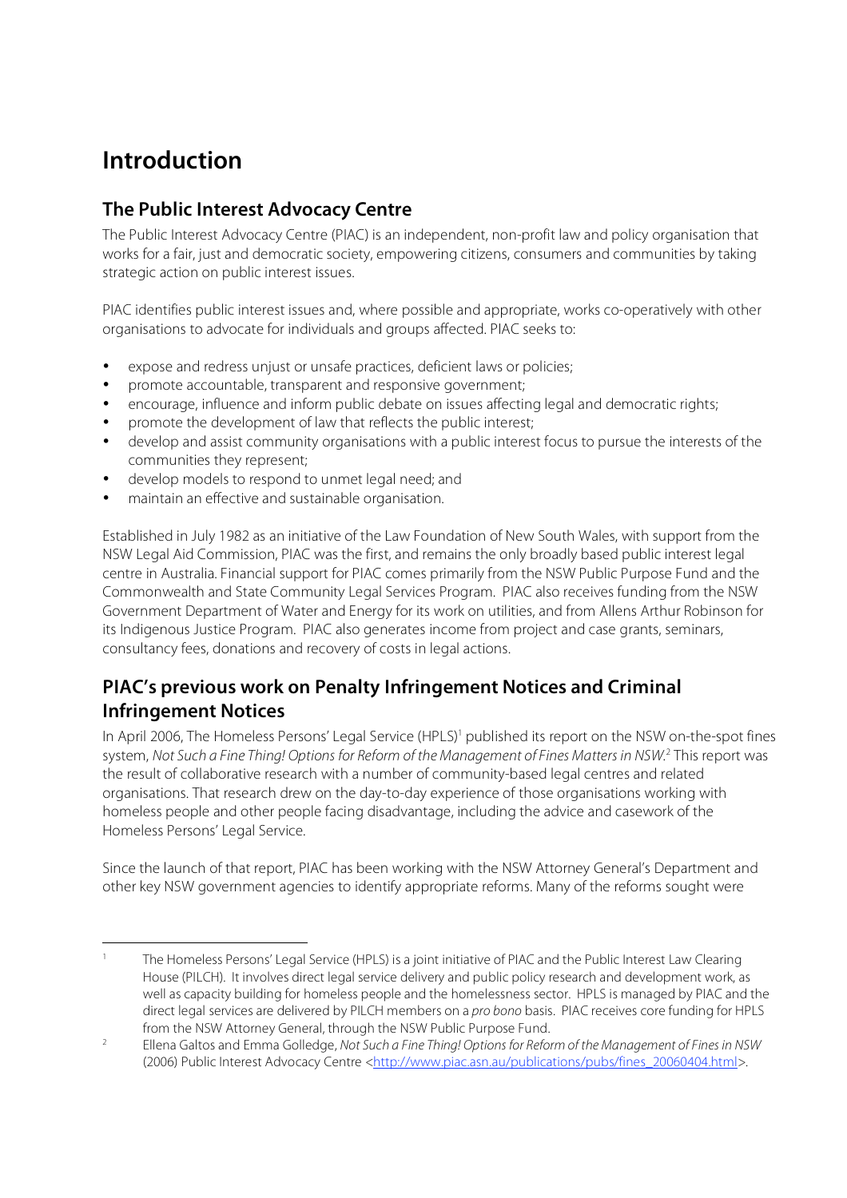# Introduction

## The Public Interest Advocacy Centre

The Public Interest Advocacy Centre (PIAC) is an independent, non-profit law and policy organisation that works for a fair, just and democratic society, empowering citizens, consumers and communities by taking strategic action on public interest issues.

PIAC identifies public interest issues and, where possible and appropriate, works co-operatively with other organisations to advocate for individuals and groups affected. PIAC seeks to:

- expose and redress unjust or unsafe practices, deficient laws or policies;
- promote accountable, transparent and responsive government;
- encourage, influence and inform public debate on issues affecting legal and democratic rights;
- promote the development of law that reflects the public interest;
- develop and assist community organisations with a public interest focus to pursue the interests of the communities they represent;
- develop models to respond to unmet legal need; and
- maintain an effective and sustainable organisation.

Established in July 1982 as an initiative of the Law Foundation of New South Wales, with support from the NSW Legal Aid Commission, PIAC was the first, and remains the only broadly based public interest legal centre in Australia. Financial support for PIAC comes primarily from the NSW Public Purpose Fund and the Commonwealth and State Community Legal Services Program. PIAC also receives funding from the NSW Government Department of Water and Energy for its work on utilities, and from Allens Arthur Robinson for its Indigenous Justice Program. PIAC also generates income from project and case grants, seminars, consultancy fees, donations and recovery of costs in legal actions.

## PIAC's previous work on Penalty Infringement Notices and Criminal Infringement Notices

In April 2006, The Homeless Persons' Legal Service (HPLS)[1] published its report on the NSW on-the-spot fines system, *Not Such a Fine Thing! Options for Reform of the Management of Fines Matters in NSW*.[2] This report was the result of collaborative research with a number of community-based legal centres and related organisations. That research drew on the day-to-day experience of those organisations working with homeless people and other people facing disadvantage, including the advice and casework of the Homeless Persons' Legal Service.

Since the launch of that report, PIAC has been working with the NSW Attorney General's Department and other key NSW government agencies to identify appropriate reforms. Many of the reforms sought were

---

[1] The Homeless Persons' Legal Service (HPLS) is a joint initiative of PIAC and the Public Interest Law Clearing House (PILCH). It involves direct legal service delivery and public policy research and development work, as well as capacity building for homeless people and the homelessness sector. HPLS is managed by PIAC and the direct legal services are delivered by PILCH members on a *pro bono* basis. PIAC receives core funding for HPLS from the NSW Attorney General, through the NSW Public Purpose Fund.

[2] Ellena Galtos and Emma Golledge, *Not Such a Fine Thing! Options for Reform of the Management of Fines in NSW* (2006) Public Interest Advocacy Centre <http://www.piac.asn.au/publications/pubs/fines_20060404.html>.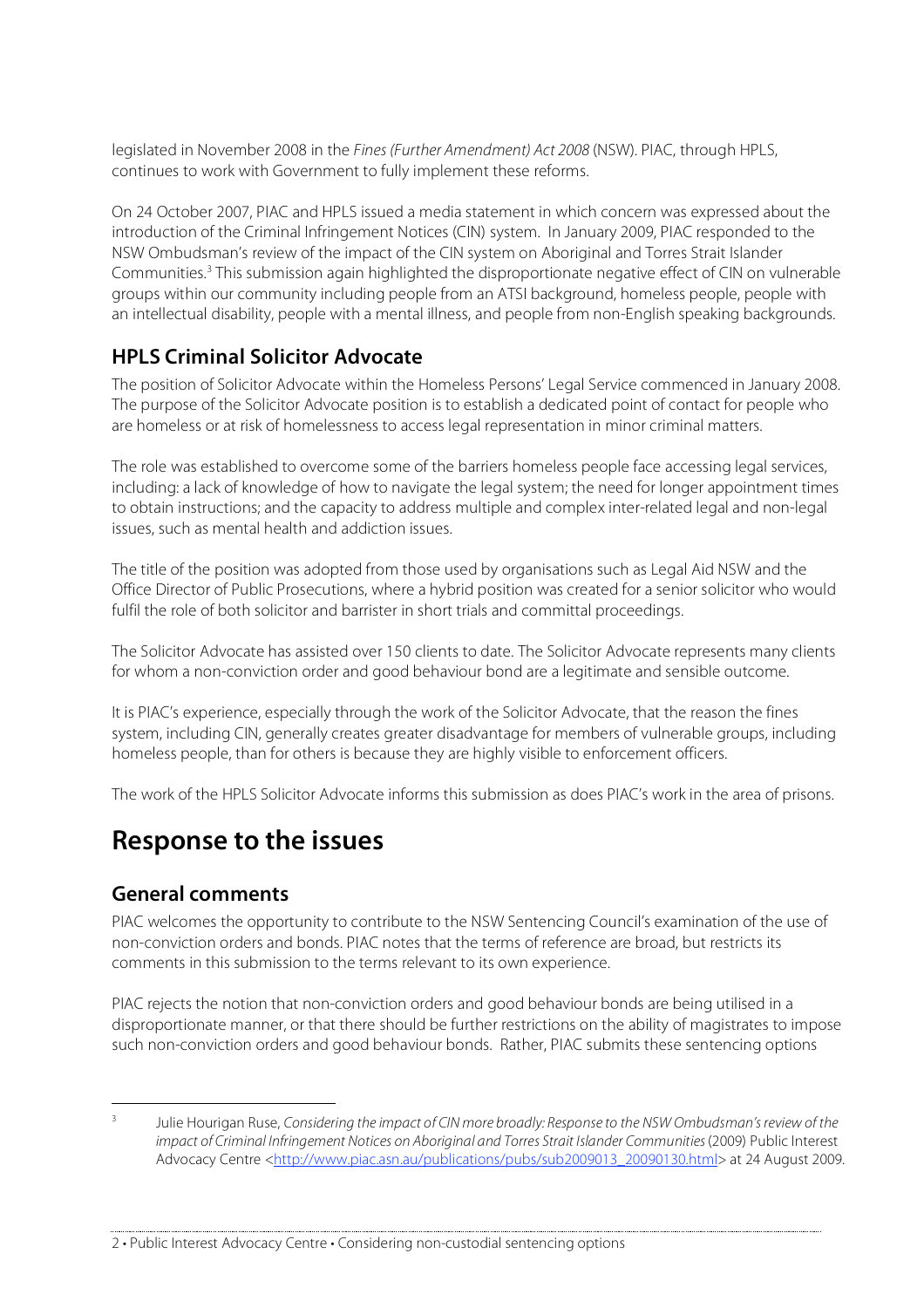legislated in November 2008 in the *Fines (Further Amendment) Act 2008* (NSW). PIAC, through HPLS, continues to work with Government to fully implement these reforms.

On 24 October 2007, PIAC and HPLS issued a media statement in which concern was expressed about the introduction of the Criminal Infringement Notices (CIN) system. In January 2009, PIAC responded to the NSW Ombudsman's review of the impact of the CIN system on Aboriginal and Torres Strait Islander Communities.[3] This submission again highlighted the disproportionate negative effect of CIN on vulnerable groups within our community including people from an ATSI background, homeless people, people with an intellectual disability, people with a mental illness, and people from non-English speaking backgrounds.

## HPLS Criminal Solicitor Advocate

The position of Solicitor Advocate within the Homeless Persons' Legal Service commenced in January 2008. The purpose of the Solicitor Advocate position is to establish a dedicated point of contact for people who are homeless or at risk of homelessness to access legal representation in minor criminal matters.

The role was established to overcome some of the barriers homeless people face accessing legal services, including: a lack of knowledge of how to navigate the legal system; the need for longer appointment times to obtain instructions; and the capacity to address multiple and complex inter-related legal and non-legal issues, such as mental health and addiction issues.

The title of the position was adopted from those used by organisations such as Legal Aid NSW and the Office Director of Public Prosecutions, where a hybrid position was created for a senior solicitor who would fulfil the role of both solicitor and barrister in short trials and committal proceedings.

The Solicitor Advocate has assisted over 150 clients to date. The Solicitor Advocate represents many clients for whom a non-conviction order and good behaviour bond are a legitimate and sensible outcome.

It is PIAC's experience, especially through the work of the Solicitor Advocate, that the reason the fines system, including CIN, generally creates greater disadvantage for members of vulnerable groups, including homeless people, than for others is because they are highly visible to enforcement officers.

The work of the HPLS Solicitor Advocate informs this submission as does PIAC's work in the area of prisons.

# Response to the issues

## General comments

PIAC welcomes the opportunity to contribute to the NSW Sentencing Council's examination of the use of non-conviction orders and bonds. PIAC notes that the terms of reference are broad, but restricts its comments in this submission to the terms relevant to its own experience.

PIAC rejects the notion that non-conviction orders and good behaviour bonds are being utilised in a disproportionate manner, or that there should be further restrictions on the ability of magistrates to impose such non-conviction orders and good behaviour bonds. Rather, PIAC submits these sentencing options

---

[3] Julie Hourigan Ruse, *Considering the impact of CIN more broadly: Response to the NSW Ombudsman's review of the impact of Criminal Infringement Notices on Aboriginal and Torres Strait Islander Communities* (2009) Public Interest Advocacy Centre <http://www.piac.asn.au/publications/pubs/sub2009013_20090130.html> at 24 August 2009.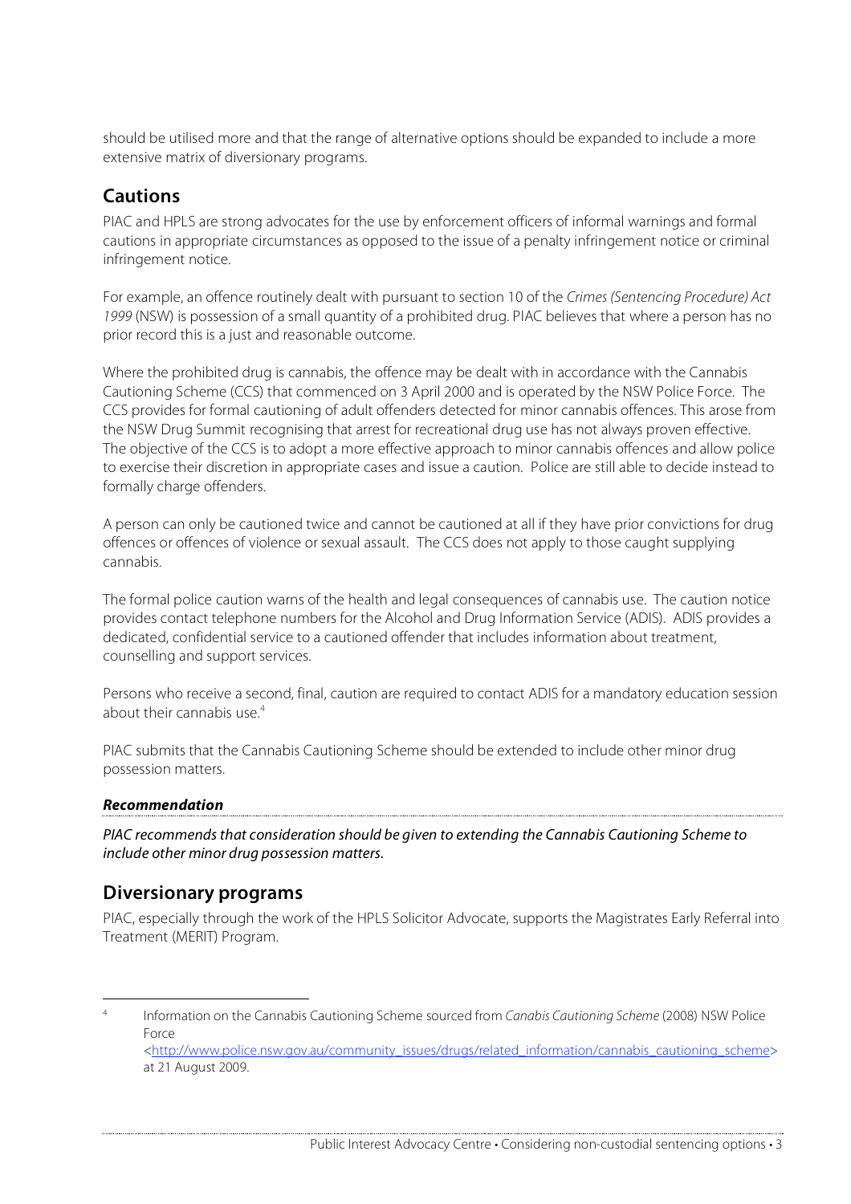should be utilised more and that the range of alternative options should be expanded to include a more extensive matrix of diversionary programs.

## Cautions

PIAC and HPLS are strong advocates for the use by enforcement officers of informal warnings and formal cautions in appropriate circumstances as opposed to the issue of a penalty infringement notice or criminal infringement notice.

For example, an offence routinely dealt with pursuant to section 10 of the *Crimes (Sentencing Procedure) Act 1999* (NSW) is possession of a small quantity of a prohibited drug. PIAC believes that where a person has no prior record this is a just and reasonable outcome.

Where the prohibited drug is cannabis, the offence may be dealt with in accordance with the Cannabis Cautioning Scheme (CCS) that commenced on 3 April 2000 and is operated by the NSW Police Force. The CCS provides for formal cautioning of adult offenders detected for minor cannabis offences. This arose from the NSW Drug Summit recognising that arrest for recreational drug use has not always proven effective. The objective of the CCS is to adopt a more effective approach to minor cannabis offences and allow police to exercise their discretion in appropriate cases and issue a caution. Police are still able to decide instead to formally charge offenders.

A person can only be cautioned twice and cannot be cautioned at all if they have prior convictions for drug offences or offences of violence or sexual assault. The CCS does not apply to those caught supplying cannabis.

The formal police caution warns of the health and legal consequences of cannabis use. The caution notice provides contact telephone numbers for the Alcohol and Drug Information Service (ADIS). ADIS provides a dedicated, confidential service to a cautioned offender that includes information about treatment, counselling and support services.

Persons who receive a second, final, caution are required to contact ADIS for a mandatory education session about their cannabis use.[4]

PIAC submits that the Cannabis Cautioning Scheme should be extended to include other minor drug possession matters.

***Recommendation***

*PIAC recommends that consideration should be given to extending the Cannabis Cautioning Scheme to include other minor drug possession matters.*

## Diversionary programs

PIAC, especially through the work of the HPLS Solicitor Advocate, supports the Magistrates Early Referral into Treatment (MERIT) Program.

---

[4] Information on the Cannabis Cautioning Scheme sourced from *Canabis Cautioning Scheme* (2008) NSW Police Force <http://www.police.nsw.gov.au/community_issues/drugs/related_information/cannabis_cautioning_scheme> at 21 August 2009.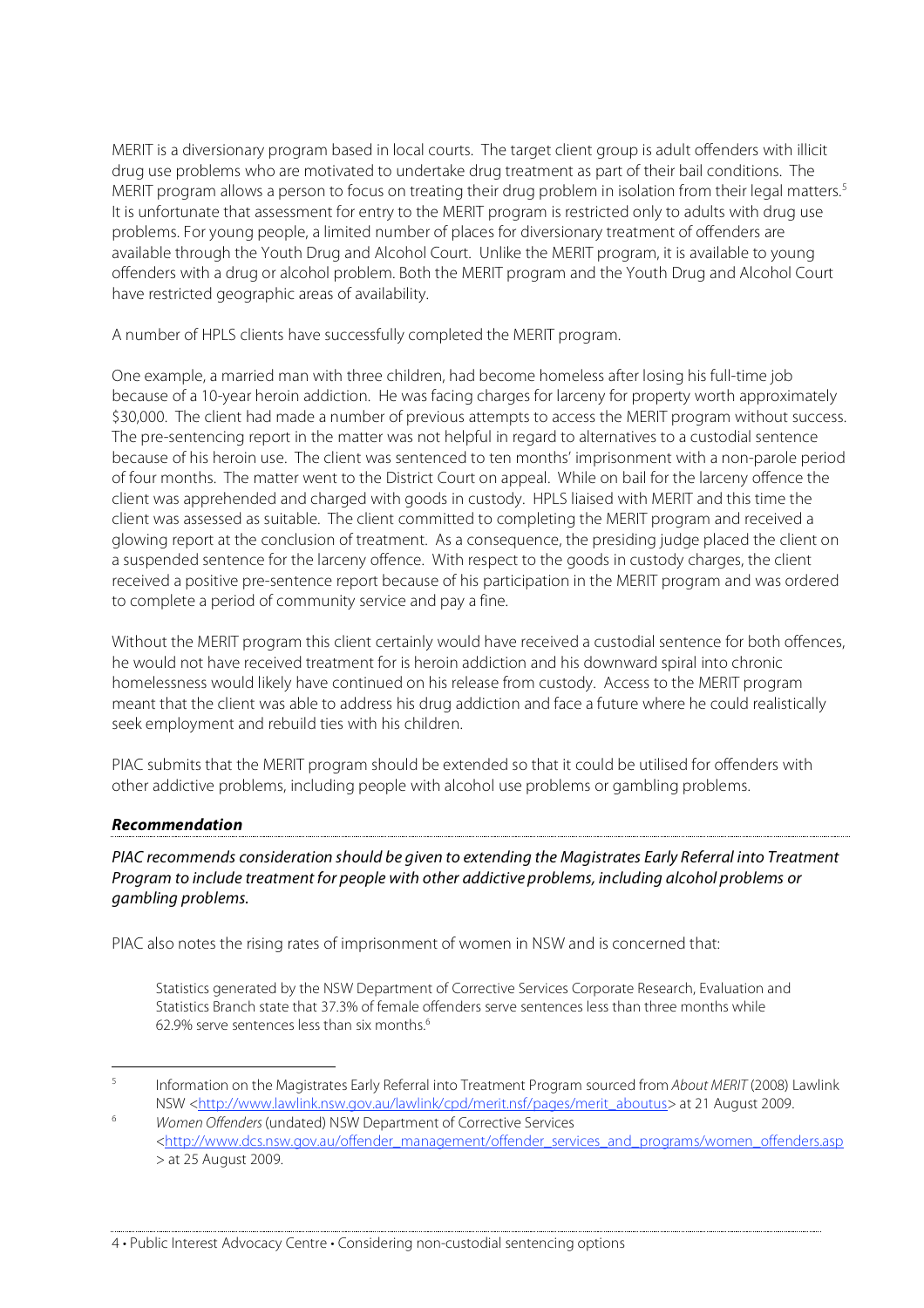MERIT is a diversionary program based in local courts. The target client group is adult offenders with illicit drug use problems who are motivated to undertake drug treatment as part of their bail conditions. The MERIT program allows a person to focus on treating their drug problem in isolation from their legal matters.[5] It is unfortunate that assessment for entry to the MERIT program is restricted only to adults with drug use problems. For young people, a limited number of places for diversionary treatment of offenders are available through the Youth Drug and Alcohol Court. Unlike the MERIT program, it is available to young offenders with a drug or alcohol problem. Both the MERIT program and the Youth Drug and Alcohol Court have restricted geographic areas of availability.

A number of HPLS clients have successfully completed the MERIT program.

One example, a married man with three children, had become homeless after losing his full-time job because of a 10-year heroin addiction. He was facing charges for larceny for property worth approximately $30,000. The client had made a number of previous attempts to access the MERIT program without success. The pre-sentencing report in the matter was not helpful in regard to alternatives to a custodial sentence because of his heroin use. The client was sentenced to ten months' imprisonment with a non-parole period of four months. The matter went to the District Court on appeal. While on bail for the larceny offence the client was apprehended and charged with goods in custody. HPLS liaised with MERIT and this time the client was assessed as suitable. The client committed to completing the MERIT program and received a glowing report at the conclusion of treatment. As a consequence, the presiding judge placed the client on a suspended sentence for the larceny offence. With respect to the goods in custody charges, the client received a positive pre-sentence report because of his participation in the MERIT program and was ordered to complete a period of community service and pay a fine.

Without the MERIT program this client certainly would have received a custodial sentence for both offences, he would not have received treatment for is heroin addiction and his downward spiral into chronic homelessness would likely have continued on his release from custody. Access to the MERIT program meant that the client was able to address his drug addiction and face a future where he could realistically seek employment and rebuild ties with his children.

PIAC submits that the MERIT program should be extended so that it could be utilised for offenders with other addictive problems, including people with alcohol use problems or gambling problems.

#### ***Recommendation***

*PIAC recommends consideration should be given to extending the Magistrates Early Referral into Treatment Program to include treatment for people with other addictive problems, including alcohol problems or gambling problems.*

PIAC also notes the rising rates of imprisonment of women in NSW and is concerned that:

> Statistics generated by the NSW Department of Corrective Services Corporate Research, Evaluation and Statistics Branch state that 37.3% of female offenders serve sentences less than three months while 62.9% serve sentences less than six months.[6]

---

[5] Information on the Magistrates Early Referral into Treatment Program sourced from *About MERIT* (2008) Lawlink NSW <http://www.lawlink.nsw.gov.au/lawlink/cpd/merit.nsf/pages/merit_aboutus> at 21 August 2009.

[6] *Women Offenders* (undated) NSW Department of Corrective Services <http://www.dcs.nsw.gov.au/offender_management/offender_services_and_programs/women_offenders.asp> at 25 August 2009.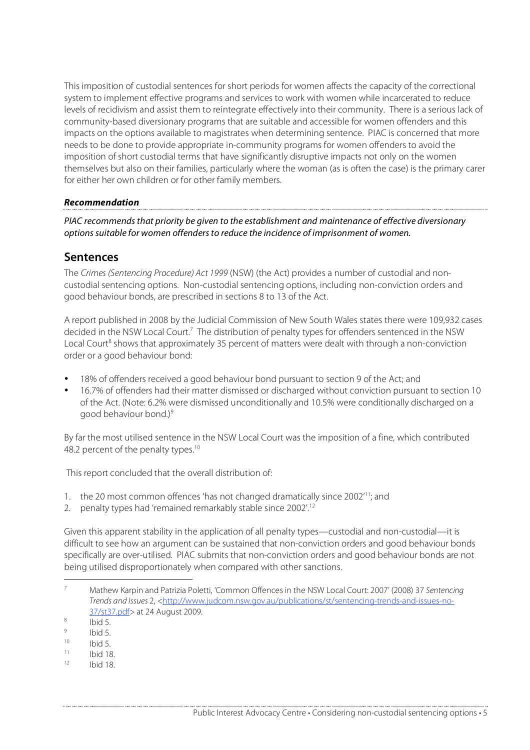This imposition of custodial sentences for short periods for women affects the capacity of the correctional system to implement effective programs and services to work with women while incarcerated to reduce levels of recidivism and assist them to reintegrate effectively into their community. There is a serious lack of community-based diversionary programs that are suitable and accessible for women offenders and this impacts on the options available to magistrates when determining sentence. PIAC is concerned that more needs to be done to provide appropriate in-community programs for women offenders to avoid the imposition of short custodial terms that have significantly disruptive impacts not only on the women themselves but also on their families, particularly where the woman (as is often the case) is the primary carer for either her own children or for other family members.

***Recommendation***

*PIAC recommends that priority be given to the establishment and maintenance of effective diversionary options suitable for women offenders to reduce the incidence of imprisonment of women.*

## Sentences

The *Crimes (Sentencing Procedure) Act 1999* (NSW) (the Act) provides a number of custodial and non-custodial sentencing options. Non-custodial sentencing options, including non-conviction orders and good behaviour bonds, are prescribed in sections 8 to 13 of the Act.

A report published in 2008 by the Judicial Commission of New South Wales states there were 109,932 cases decided in the NSW Local Court.[7] The distribution of penalty types for offenders sentenced in the NSW Local Court[8] shows that approximately 35 percent of matters were dealt with through a non-conviction order or a good behaviour bond:

- 18% of offenders received a good behaviour bond pursuant to section 9 of the Act; and
- 16.7% of offenders had their matter dismissed or discharged without conviction pursuant to section 10 of the Act. (Note: 6.2% were dismissed unconditionally and 10.5% were conditionally discharged on a good behaviour bond.)[9]

By far the most utilised sentence in the NSW Local Court was the imposition of a fine, which contributed 48.2 percent of the penalty types.[10]

This report concluded that the overall distribution of:

1. the 20 most common offences 'has not changed dramatically since 2002'[11]; and
2. penalty types had 'remained remarkably stable since 2002'.[12]

Given this apparent stability in the application of all penalty types—custodial and non-custodial—it is difficult to see how an argument can be sustained that non-conviction orders and good behaviour bonds specifically are over-utilised. PIAC submits that non-conviction orders and good behaviour bonds are not being utilised disproportionately when compared with other sanctions.

---

[7] Mathew Karpin and Patrizia Poletti, 'Common Offences in the NSW Local Court: 2007' (2008) 37 *Sentencing Trends and Issues* 2, <http://www.judcom.nsw.gov.au/publications/st/sentencing-trends-and-issues-no-37/st37.pdf> at 24 August 2009.

[8] Ibid 5.

[9] Ibid 5.

[10] Ibid 5.

[11] Ibid 18.

[12] Ibid 18.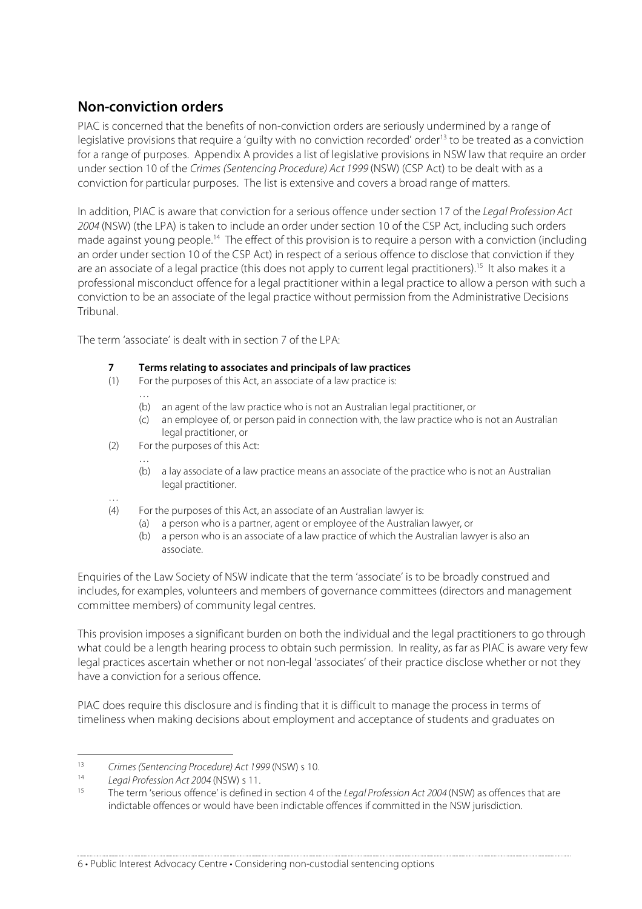## Non-conviction orders

PIAC is concerned that the benefits of non-conviction orders are seriously undermined by a range of legislative provisions that require a 'guilty with no conviction recorded' order[13] to be treated as a conviction for a range of purposes. Appendix A provides a list of legislative provisions in NSW law that require an order under section 10 of the *Crimes (Sentencing Procedure) Act 1999* (NSW) (CSP Act) to be dealt with as a conviction for particular purposes. The list is extensive and covers a broad range of matters.

In addition, PIAC is aware that conviction for a serious offence under section 17 of the *Legal Profession Act 2004* (NSW) (the LPA) is taken to include an order under section 10 of the CSP Act, including such orders made against young people.[14] The effect of this provision is to require a person with a conviction (including an order under section 10 of the CSP Act) in respect of a serious offence to disclose that conviction if they are an associate of a legal practice (this does not apply to current legal practitioners).[15] It also makes it a professional misconduct offence for a legal practitioner within a legal practice to allow a person with such a conviction to be an associate of the legal practice without permission from the Administrative Decisions Tribunal.

The term 'associate' is dealt with in section 7 of the LPA:

> **7 Terms relating to associates and principals of law practices**
>
> (1) For the purposes of this Act, an associate of a law practice is:
>
> …
>
> (b) an agent of the law practice who is not an Australian legal practitioner, or
>
> (c) an employee of, or person paid in connection with, the law practice who is not an Australian legal practitioner, or
>
> (2) For the purposes of this Act:
>
> …
>
> (b) a lay associate of a law practice means an associate of the practice who is not an Australian legal practitioner.
>
> …
>
> (4) For the purposes of this Act, an associate of an Australian lawyer is:
>
> (a) a person who is a partner, agent or employee of the Australian lawyer, or
>
> (b) a person who is an associate of a law practice of which the Australian lawyer is also an associate.

Enquiries of the Law Society of NSW indicate that the term 'associate' is to be broadly construed and includes, for examples, volunteers and members of governance committees (directors and management committee members) of community legal centres.

This provision imposes a significant burden on both the individual and the legal practitioners to go through what could be a length hearing process to obtain such permission. In reality, as far as PIAC is aware very few legal practices ascertain whether or not non-legal 'associates' of their practice disclose whether or not they have a conviction for a serious offence.

PIAC does require this disclosure and is finding that it is difficult to manage the process in terms of timeliness when making decisions about employment and acceptance of students and graduates on

---

[13] *Crimes (Sentencing Procedure) Act 1999* (NSW) s 10.

[14] *Legal Profession Act 2004* (NSW) s 11.

[15] The term 'serious offence' is defined in section 4 of the *Legal Profession Act 2004* (NSW) as offences that are indictable offences or would have been indictable offences if committed in the NSW jurisdiction.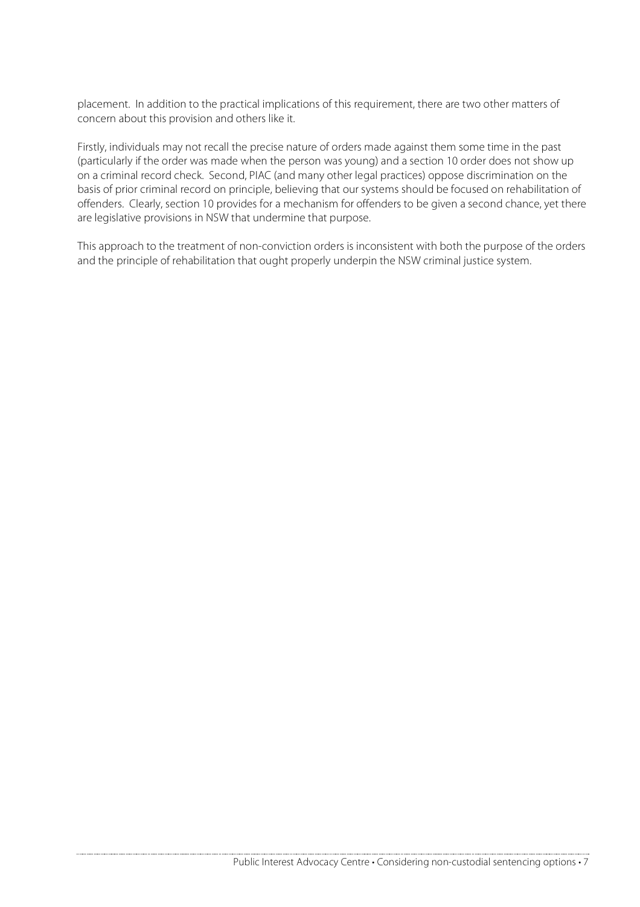placement. In addition to the practical implications of this requirement, there are two other matters of concern about this provision and others like it.

Firstly, individuals may not recall the precise nature of orders made against them some time in the past (particularly if the order was made when the person was young) and a section 10 order does not show up on a criminal record check. Second, PIAC (and many other legal practices) oppose discrimination on the basis of prior criminal record on principle, believing that our systems should be focused on rehabilitation of offenders. Clearly, section 10 provides for a mechanism for offenders to be given a second chance, yet there are legislative provisions in NSW that undermine that purpose.

This approach to the treatment of non-conviction orders is inconsistent with both the purpose of the orders and the principle of rehabilitation that ought properly underpin the NSW criminal justice system.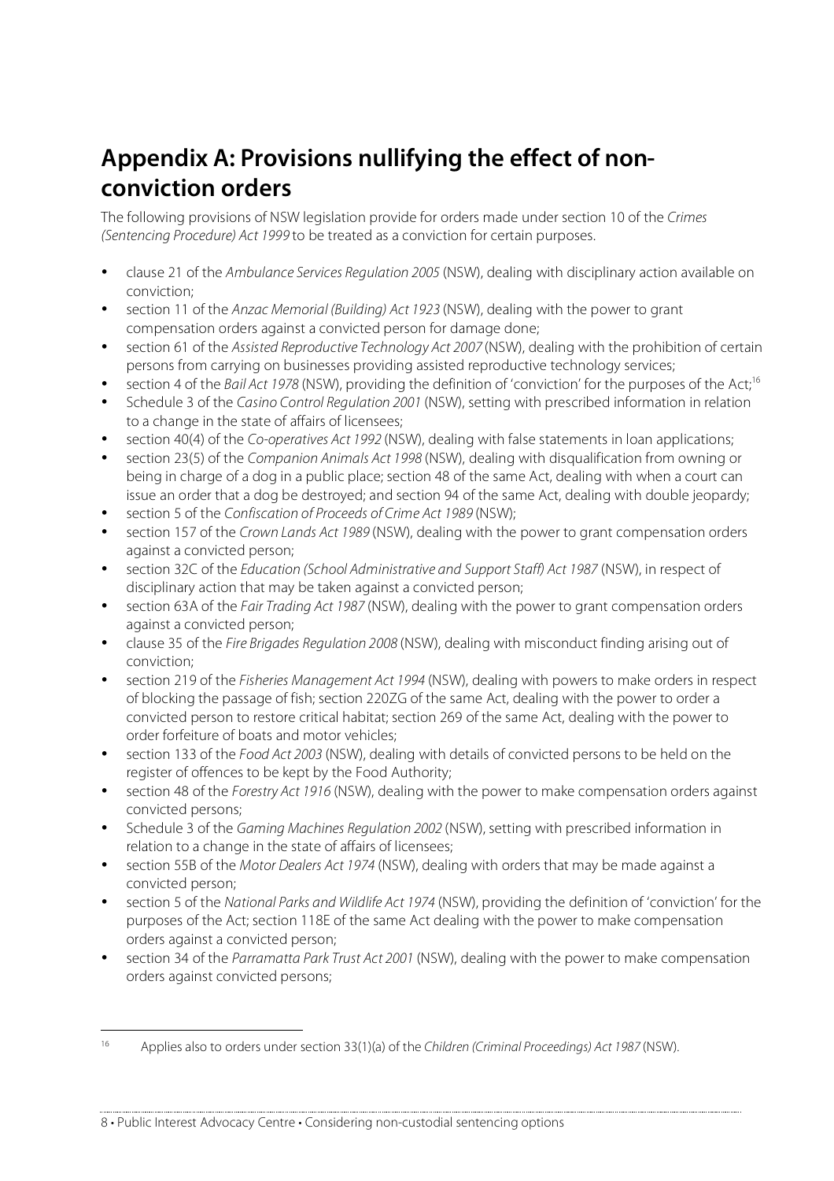# Appendix A: Provisions nullifying the effect of non-conviction orders

The following provisions of NSW legislation provide for orders made under section 10 of the *Crimes (Sentencing Procedure) Act 1999* to be treated as a conviction for certain purposes.

- clause 21 of the *Ambulance Services Regulation 2005* (NSW), dealing with disciplinary action available on conviction;
- section 11 of the *Anzac Memorial (Building) Act 1923* (NSW), dealing with the power to grant compensation orders against a convicted person for damage done;
- section 61 of the *Assisted Reproductive Technology Act 2007* (NSW), dealing with the prohibition of certain persons from carrying on businesses providing assisted reproductive technology services;
- section 4 of the *Bail Act 1978* (NSW), providing the definition of 'conviction' for the purposes of the Act;[16]
- Schedule 3 of the *Casino Control Regulation 2001* (NSW), setting with prescribed information in relation to a change in the state of affairs of licensees;
- section 40(4) of the *Co-operatives Act 1992* (NSW), dealing with false statements in loan applications;
- section 23(5) of the *Companion Animals Act 1998* (NSW), dealing with disqualification from owning or being in charge of a dog in a public place; section 48 of the same Act, dealing with when a court can issue an order that a dog be destroyed; and section 94 of the same Act, dealing with double jeopardy;
- section 5 of the *Confiscation of Proceeds of Crime Act 1989* (NSW);
- section 157 of the *Crown Lands Act 1989* (NSW), dealing with the power to grant compensation orders against a convicted person;
- section 32C of the *Education (School Administrative and Support Staff) Act 1987* (NSW), in respect of disciplinary action that may be taken against a convicted person;
- section 63A of the *Fair Trading Act 1987* (NSW), dealing with the power to grant compensation orders against a convicted person;
- clause 35 of the *Fire Brigades Regulation 2008* (NSW), dealing with misconduct finding arising out of conviction;
- section 219 of the *Fisheries Management Act 1994* (NSW), dealing with powers to make orders in respect of blocking the passage of fish; section 220ZG of the same Act, dealing with the power to order a convicted person to restore critical habitat; section 269 of the same Act, dealing with the power to order forfeiture of boats and motor vehicles;
- section 133 of the *Food Act 2003* (NSW), dealing with details of convicted persons to be held on the register of offences to be kept by the Food Authority;
- section 48 of the *Forestry Act 1916* (NSW), dealing with the power to make compensation orders against convicted persons;
- Schedule 3 of the *Gaming Machines Regulation 2002* (NSW), setting with prescribed information in relation to a change in the state of affairs of licensees;
- section 55B of the *Motor Dealers Act 1974* (NSW), dealing with orders that may be made against a convicted person;
- section 5 of the *National Parks and Wildlife Act 1974* (NSW), providing the definition of 'conviction' for the purposes of the Act; section 118E of the same Act dealing with the power to make compensation orders against a convicted person;
- section 34 of the *Parramatta Park Trust Act 2001* (NSW), dealing with the power to make compensation orders against convicted persons;

[16] Applies also to orders under section 33(1)(a) of the *Children (Criminal Proceedings) Act 1987* (NSW).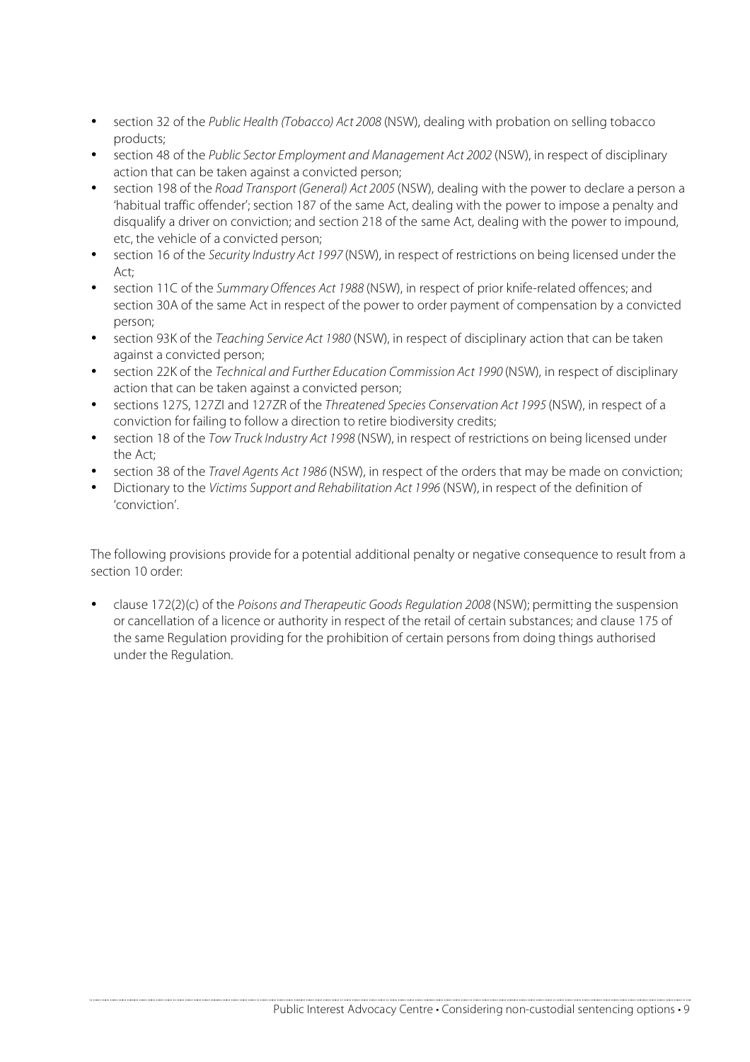- section 32 of the *Public Health (Tobacco) Act 2008* (NSW), dealing with probation on selling tobacco products;
- section 48 of the *Public Sector Employment and Management Act 2002* (NSW), in respect of disciplinary action that can be taken against a convicted person;
- section 198 of the *Road Transport (General) Act 2005* (NSW), dealing with the power to declare a person a 'habitual traffic offender'; section 187 of the same Act, dealing with the power to impose a penalty and disqualify a driver on conviction; and section 218 of the same Act, dealing with the power to impound, etc, the vehicle of a convicted person;
- section 16 of the *Security Industry Act 1997* (NSW), in respect of restrictions on being licensed under the Act;
- section 11C of the *Summary Offences Act 1988* (NSW), in respect of prior knife-related offences; and section 30A of the same Act in respect of the power to order payment of compensation by a convicted person;
- section 93K of the *Teaching Service Act 1980* (NSW), in respect of disciplinary action that can be taken against a convicted person;
- section 22K of the *Technical and Further Education Commission Act 1990* (NSW), in respect of disciplinary action that can be taken against a convicted person;
- sections 127S, 127ZI and 127ZR of the *Threatened Species Conservation Act 1995* (NSW), in respect of a conviction for failing to follow a direction to retire biodiversity credits;
- section 18 of the *Tow Truck Industry Act 1998* (NSW), in respect of restrictions on being licensed under the Act;
- section 38 of the *Travel Agents Act 1986* (NSW), in respect of the orders that may be made on conviction;
- Dictionary to the *Victims Support and Rehabilitation Act 1996* (NSW), in respect of the definition of 'conviction'.

The following provisions provide for a potential additional penalty or negative consequence to result from a section 10 order:

- clause 172(2)(c) of the *Poisons and Therapeutic Goods Regulation 2008* (NSW); permitting the suspension or cancellation of a licence or authority in respect of the retail of certain substances; and clause 175 of the same Regulation providing for the prohibition of certain persons from doing things authorised under the Regulation.